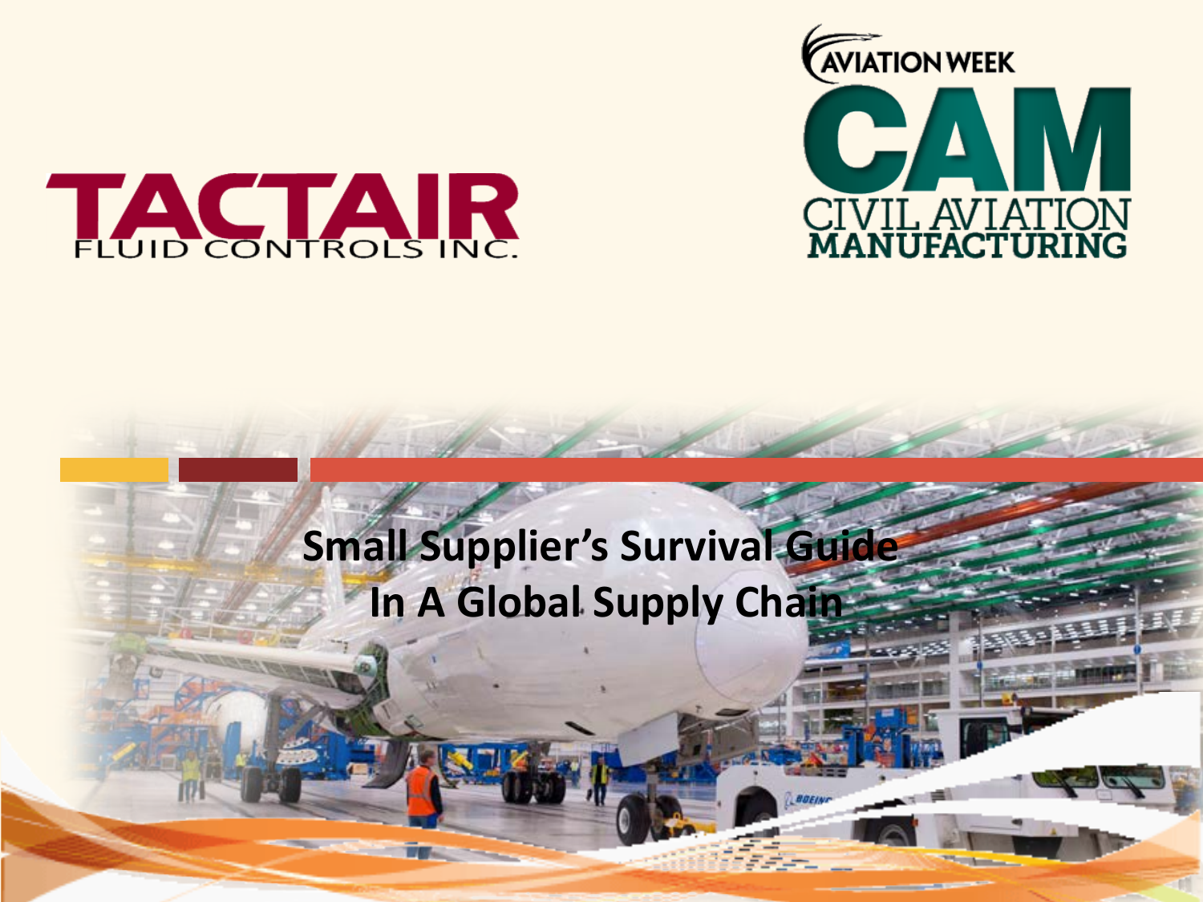TACTAIR FLUID CONTROLS INC.

AVIATION WEEK CAM CIVIL AVIATION MANUFACTURING

# Small Supplier's Survival Guide In A Global Supply Chain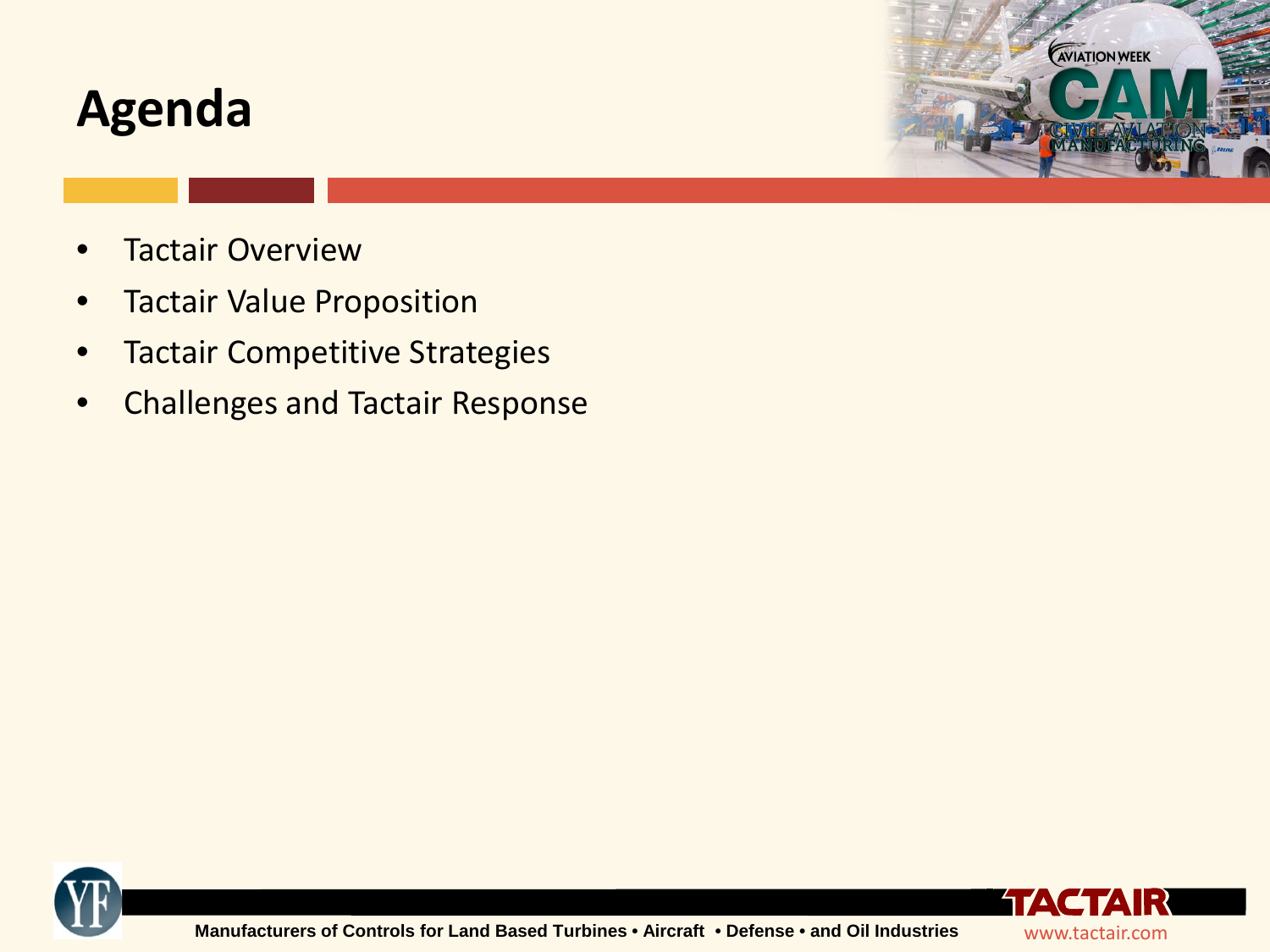# Agenda

- Tactair Overview
- Tactair Value Proposition
- Tactair Competitive Strategies
- Challenges and Tactair Response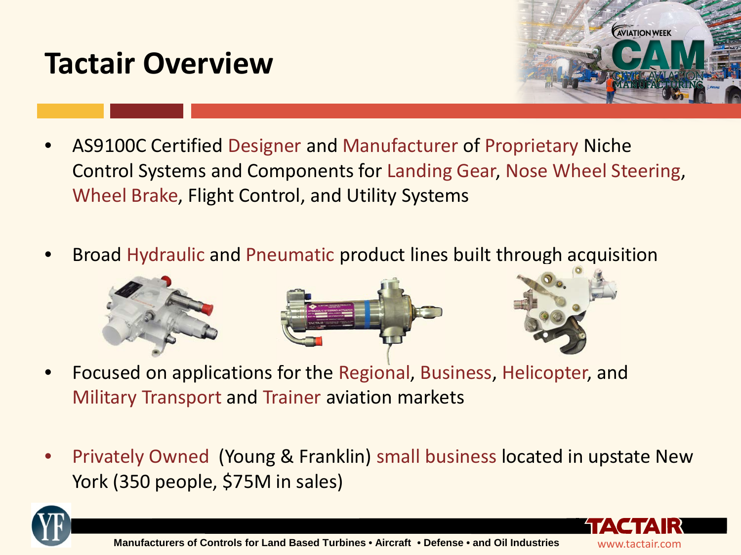# Tactair Overview

- AS9100C Certified Designer and Manufacturer of Proprietary Niche Control Systems and Components for Landing Gear, Nose Wheel Steering, Wheel Brake, Flight Control, and Utility Systems
- Broad Hydraulic and Pneumatic product lines built through acquisition
- Focused on applications for the Regional, Business, Helicopter, and Military Transport and Trainer aviation markets
- Privately Owned (Young & Franklin) small business located in upstate New York (350 people, $75M in sales)

Manufacturers of Controls for Land Based Turbines • Aircraft • Defense • and Oil Industries

www.tactair.com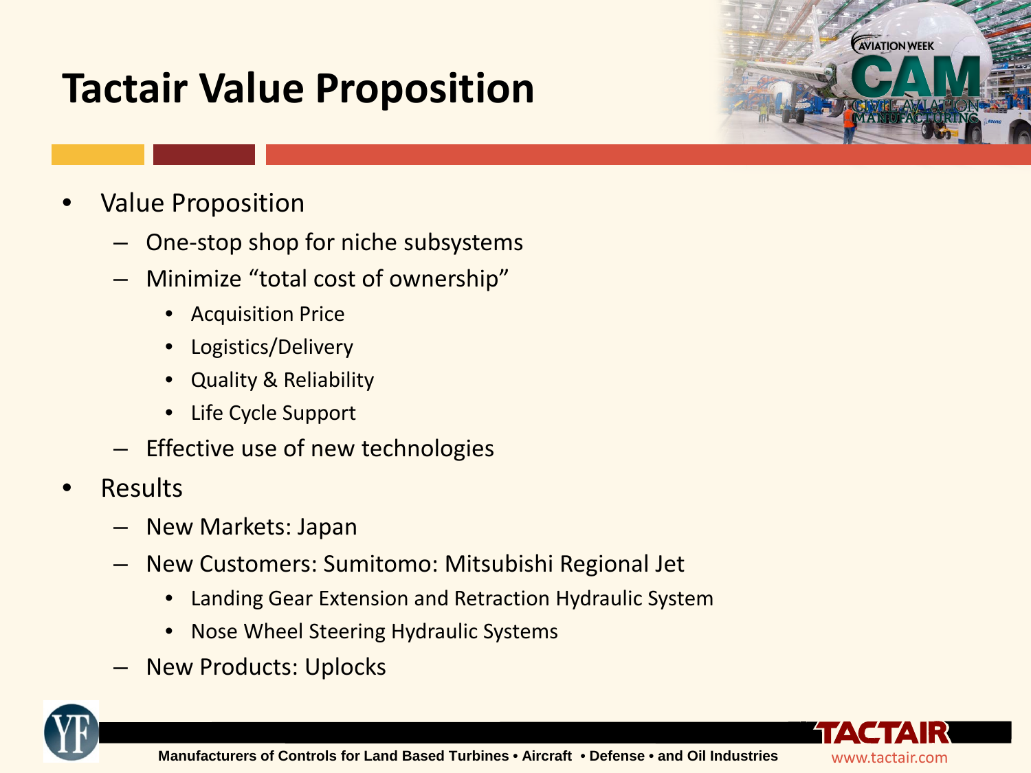# Tactair Value Proposition

- Value Proposition
  - One-stop shop for niche subsystems
  - Minimize "total cost of ownership"
    - Acquisition Price
    - Logistics/Delivery
    - Quality & Reliability
    - Life Cycle Support
  - Effective use of new technologies
- Results
  - New Markets: Japan
  - New Customers: Sumitomo: Mitsubishi Regional Jet
    - Landing Gear Extension and Retraction Hydraulic System
    - Nose Wheel Steering Hydraulic Systems
  - New Products: Uplocks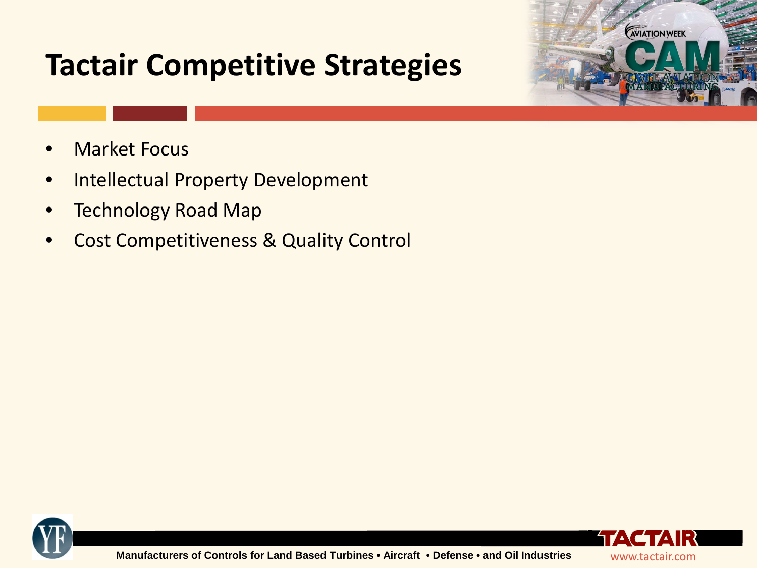# Tactair Competitive Strategies

- Market Focus
- Intellectual Property Development
- Technology Road Map
- Cost Competitiveness & Quality Control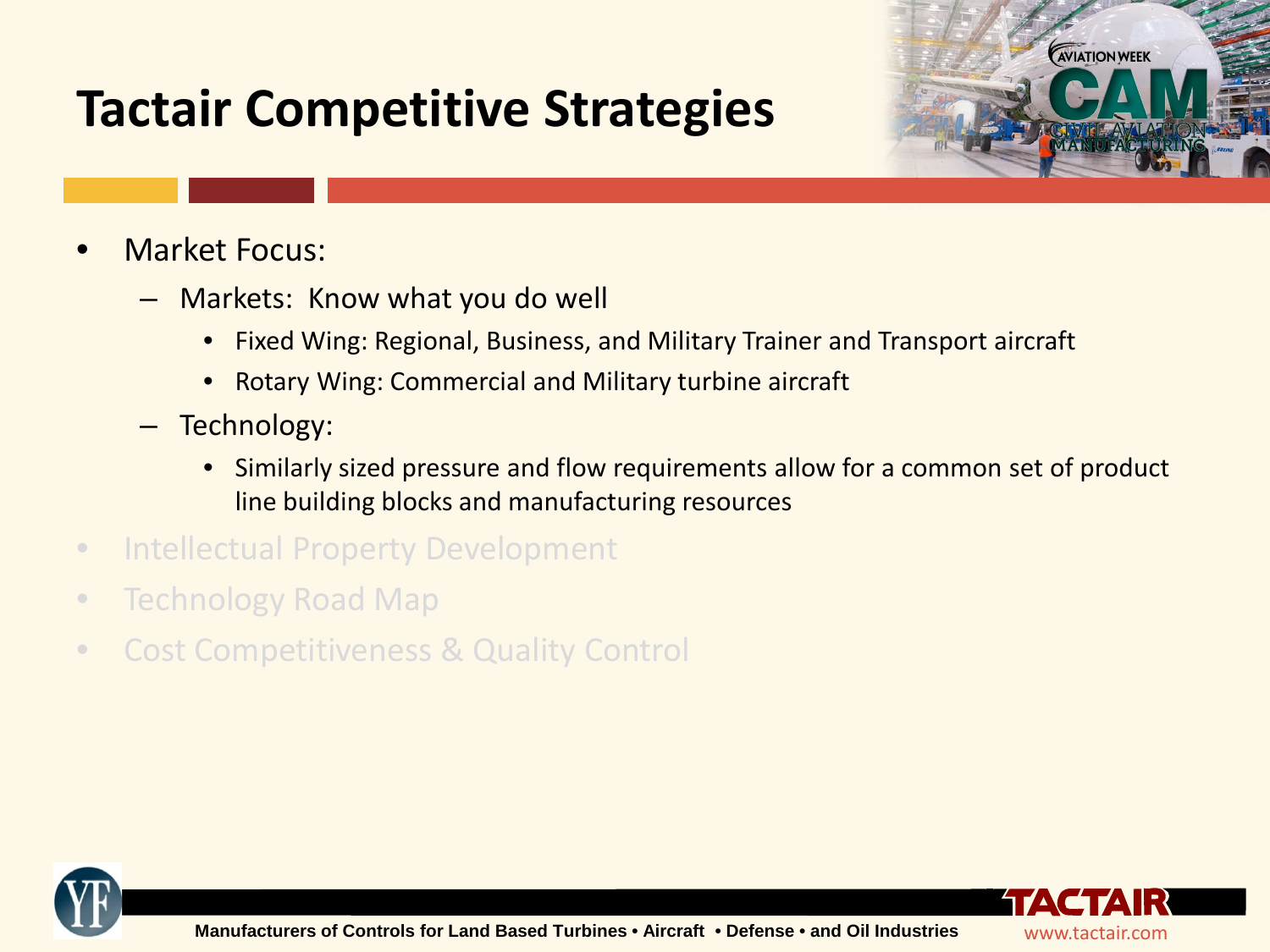# Tactair Competitive Strategies

- Market Focus:
  - Markets: Know what you do well
    - Fixed Wing: Regional, Business, and Military Trainer and Transport aircraft
    - Rotary Wing: Commercial and Military turbine aircraft
  - Technology:
    - Similarly sized pressure and flow requirements allow for a common set of product line building blocks and manufacturing resources
- Intellectual Property Development
- Technology Road Map
- Cost Competitiveness & Quality Control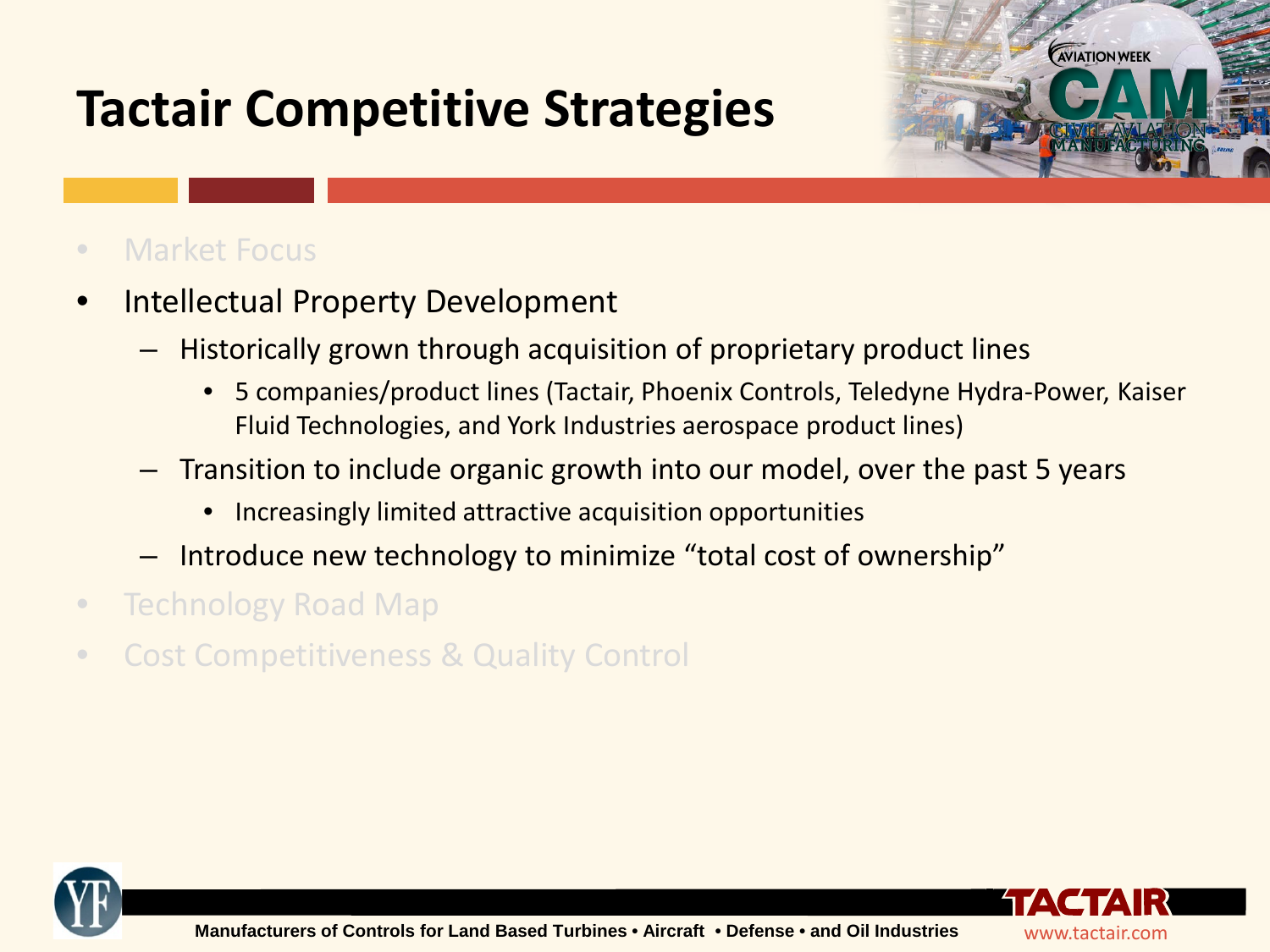# Tactair Competitive Strategies

- Market Focus
- Intellectual Property Development
  - Historically grown through acquisition of proprietary product lines
    - 5 companies/product lines (Tactair, Phoenix Controls, Teledyne Hydra-Power, Kaiser Fluid Technologies, and York Industries aerospace product lines)
  - Transition to include organic growth into our model, over the past 5 years
    - Increasingly limited attractive acquisition opportunities
  - Introduce new technology to minimize "total cost of ownership"
- Technology Road Map
- Cost Competitiveness & Quality Control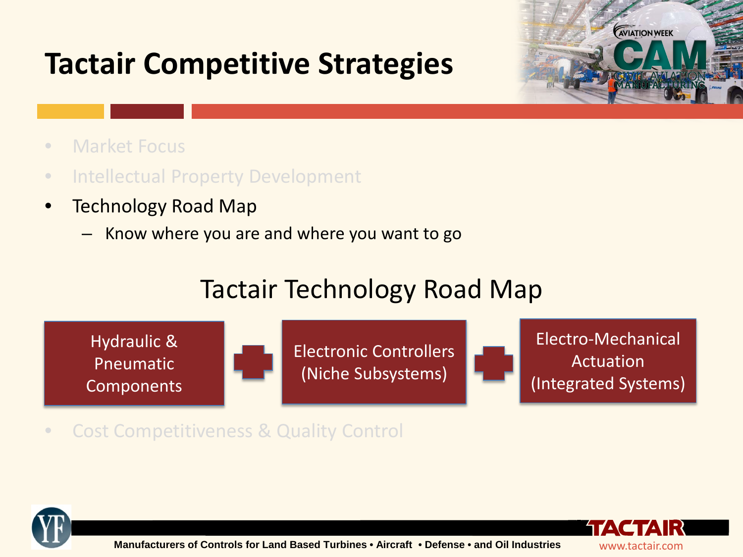# Tactair Competitive Strategies

- Market Focus
- Intellectual Property Development
- Technology Road Map
  - Know where you are and where you want to go

## Tactair Technology Road Map

Hydraulic & Pneumatic Components + Electronic Controllers (Niche Subsystems) + Electro-Mechanical Actuation (Integrated Systems)

- Cost Competitiveness & Quality Control

Manufacturers of Controls for Land Based Turbines • Aircraft • Defense • and Oil Industries

www.tactair.com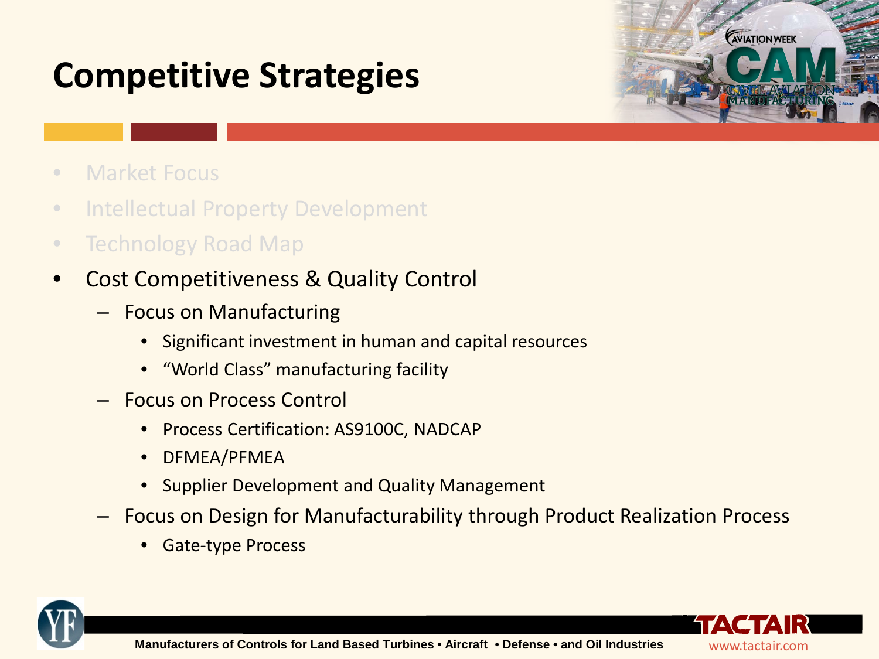# Competitive Strategies

- Market Focus
- Intellectual Property Development
- Technology Road Map
- Cost Competitiveness & Quality Control
  - Focus on Manufacturing
    - Significant investment in human and capital resources
    - "World Class" manufacturing facility
  - Focus on Process Control
    - Process Certification: AS9100C, NADCAP
    - DFMEA/PFMEA
    - Supplier Development and Quality Management
  - Focus on Design for Manufacturability through Product Realization Process
    - Gate-type Process

Manufacturers of Controls for Land Based Turbines • Aircraft • Defense • and Oil Industries

www.tactair.com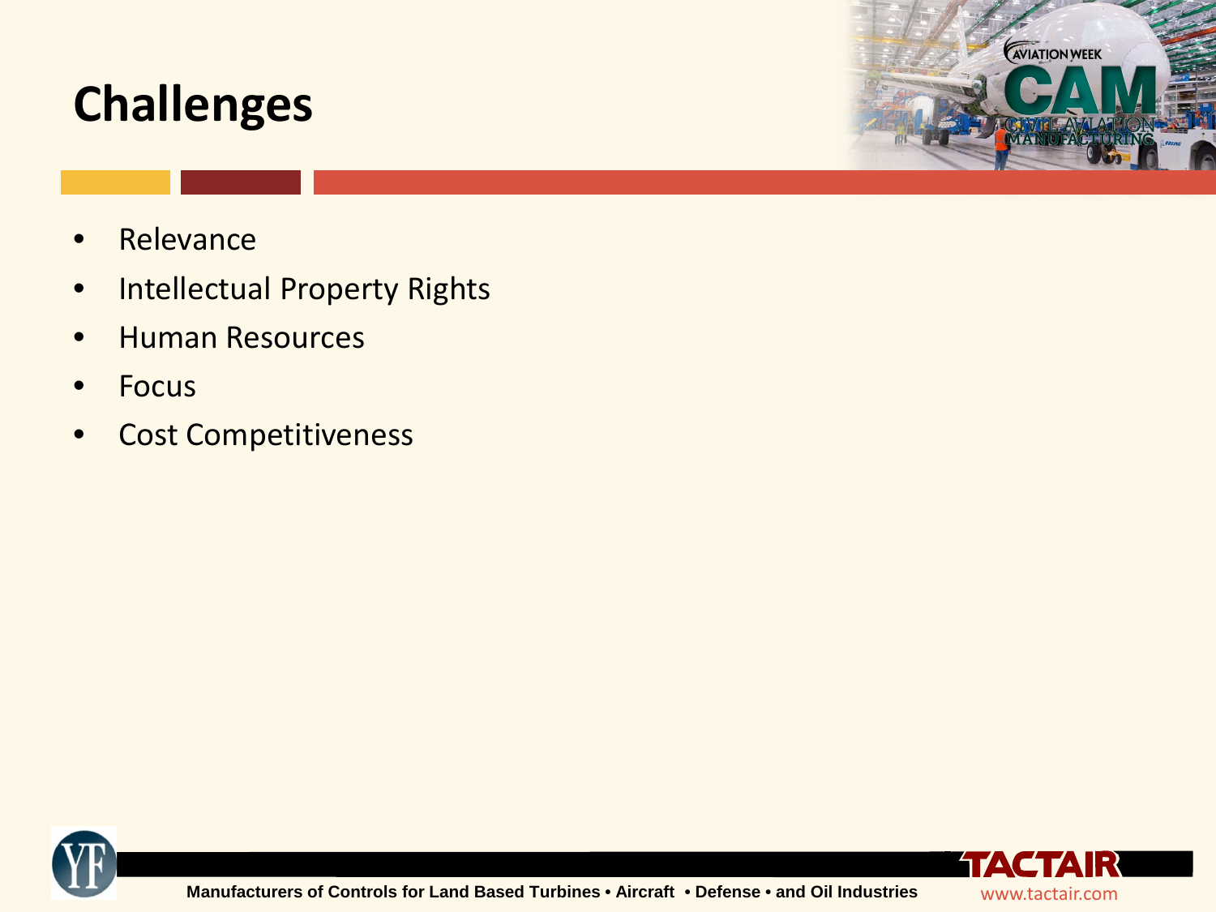# Challenges

- Relevance
- Intellectual Property Rights
- Human Resources
- Focus
- Cost Competitiveness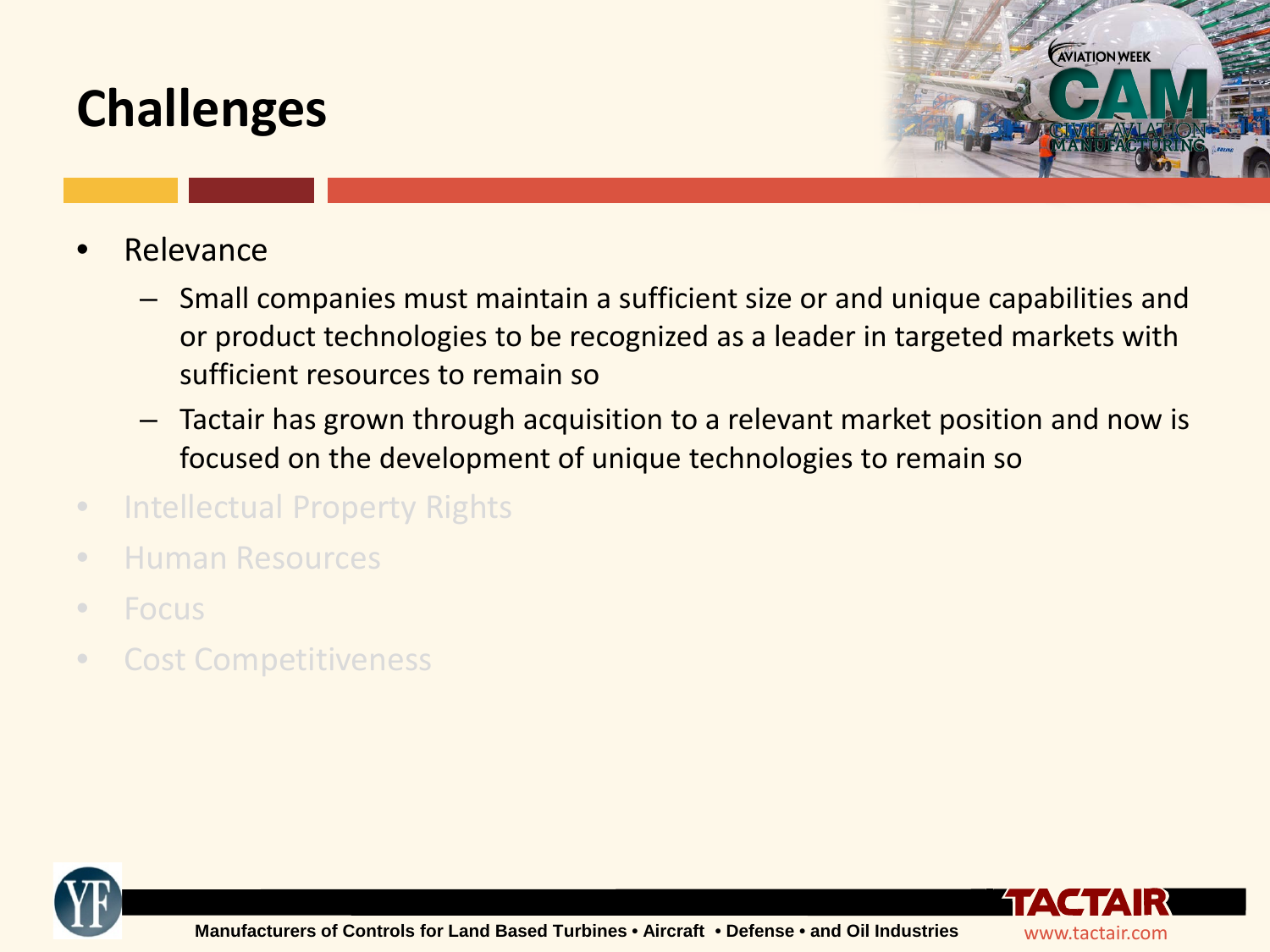# Challenges

- Relevance
  - Small companies must maintain a sufficient size or and unique capabilities and or product technologies to be recognized as a leader in targeted markets with sufficient resources to remain so
  - Tactair has grown through acquisition to a relevant market position and now is focused on the development of unique technologies to remain so
- Intellectual Property Rights
- Human Resources
- Focus
- Cost Competitiveness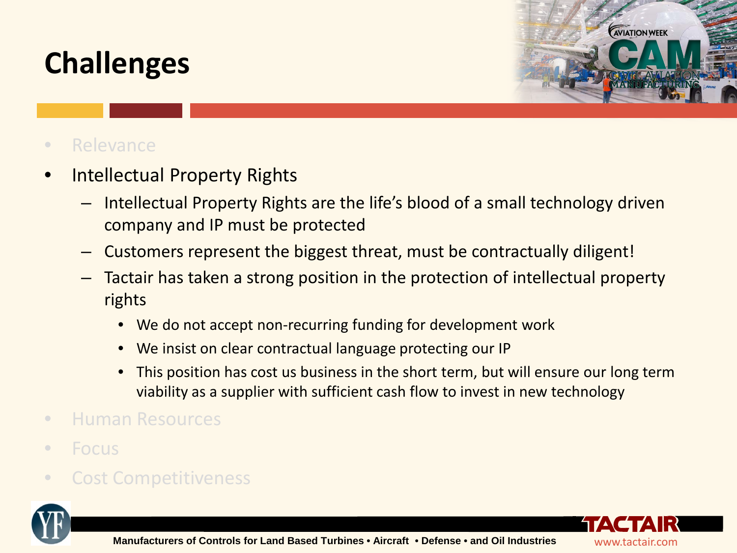# Challenges

- Relevance
- Intellectual Property Rights
  - Intellectual Property Rights are the life's blood of a small technology driven company and IP must be protected
  - Customers represent the biggest threat, must be contractually diligent!
  - Tactair has taken a strong position in the protection of intellectual property rights
    - We do not accept non-recurring funding for development work
    - We insist on clear contractual language protecting our IP
    - This position has cost us business in the short term, but will ensure our long term viability as a supplier with sufficient cash flow to invest in new technology
- Human Resources
- Focus
- Cost Competitiveness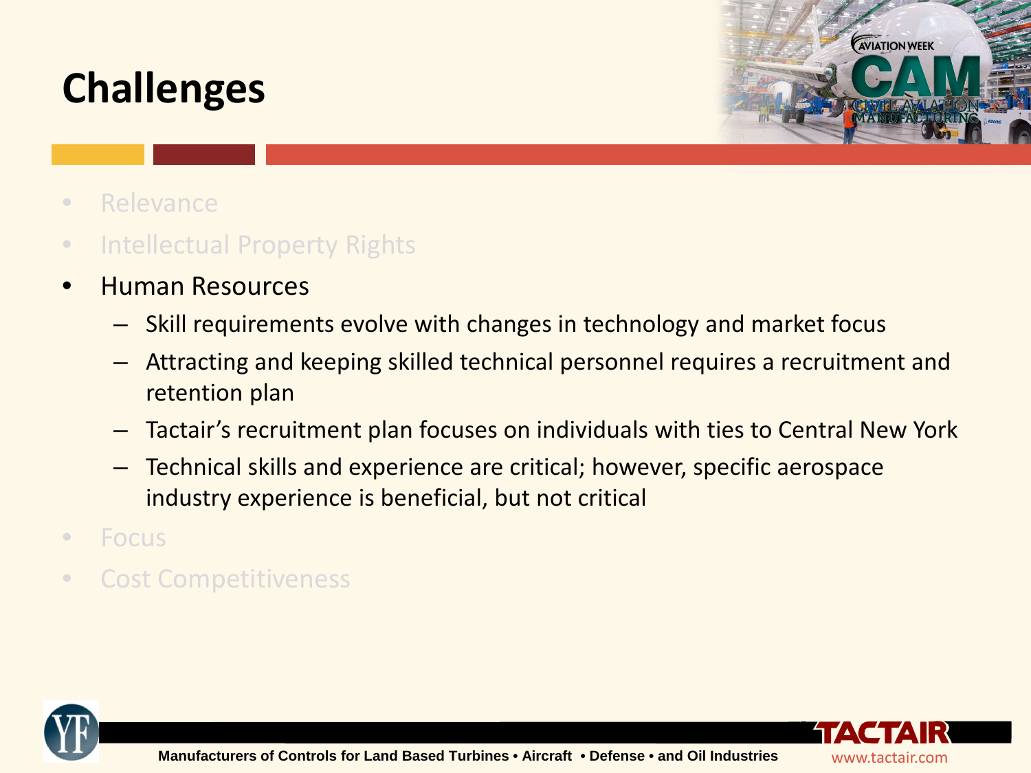# Challenges

- Relevance
- Intellectual Property Rights
- Human Resources
  - Skill requirements evolve with changes in technology and market focus
  - Attracting and keeping skilled technical personnel requires a recruitment and retention plan
  - Tactair's recruitment plan focuses on individuals with ties to Central New York
  - Technical skills and experience are critical; however, specific aerospace industry experience is beneficial, but not critical
- Focus
- Cost Competitiveness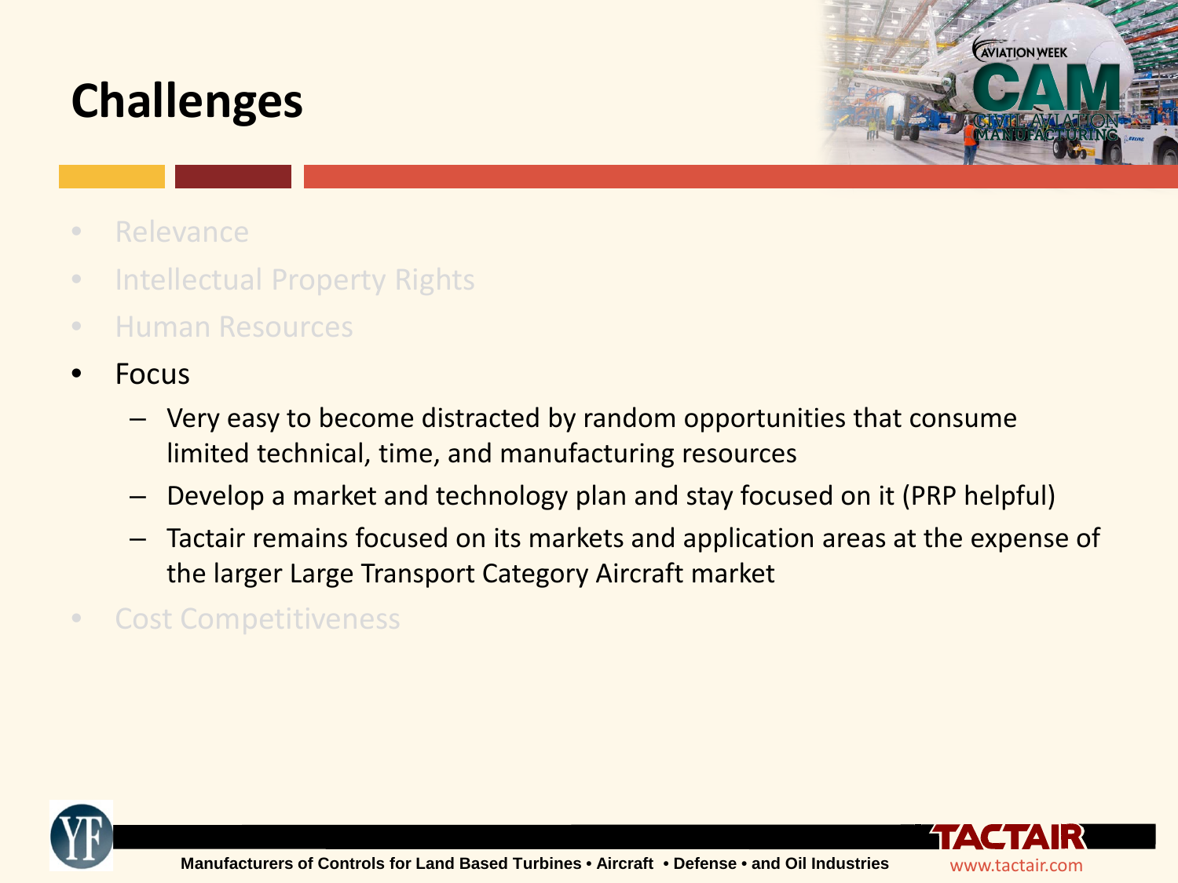# Challenges

- Relevance
- Intellectual Property Rights
- Human Resources
- Focus
  - Very easy to become distracted by random opportunities that consume limited technical, time, and manufacturing resources
  - Develop a market and technology plan and stay focused on it (PRP helpful)
  - Tactair remains focused on its markets and application areas at the expense of the larger Large Transport Category Aircraft market
- Cost Competitiveness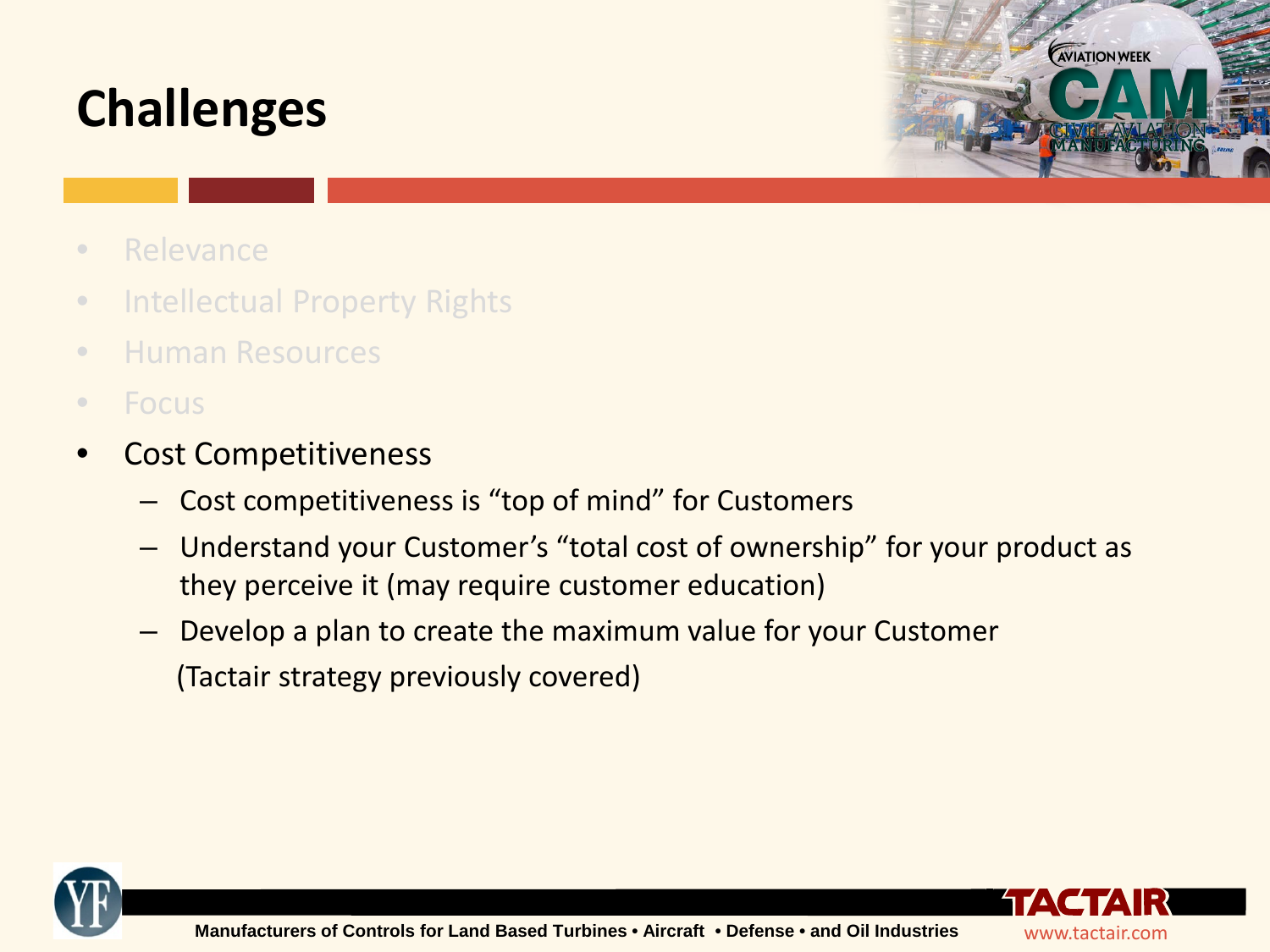# Challenges

- Relevance
- Intellectual Property Rights
- Human Resources
- Focus
- Cost Competitiveness
  - Cost competitiveness is "top of mind" for Customers
  - Understand your Customer's "total cost of ownership" for your product as they perceive it (may require customer education)
  - Develop a plan to create the maximum value for your Customer
    (Tactair strategy previously covered)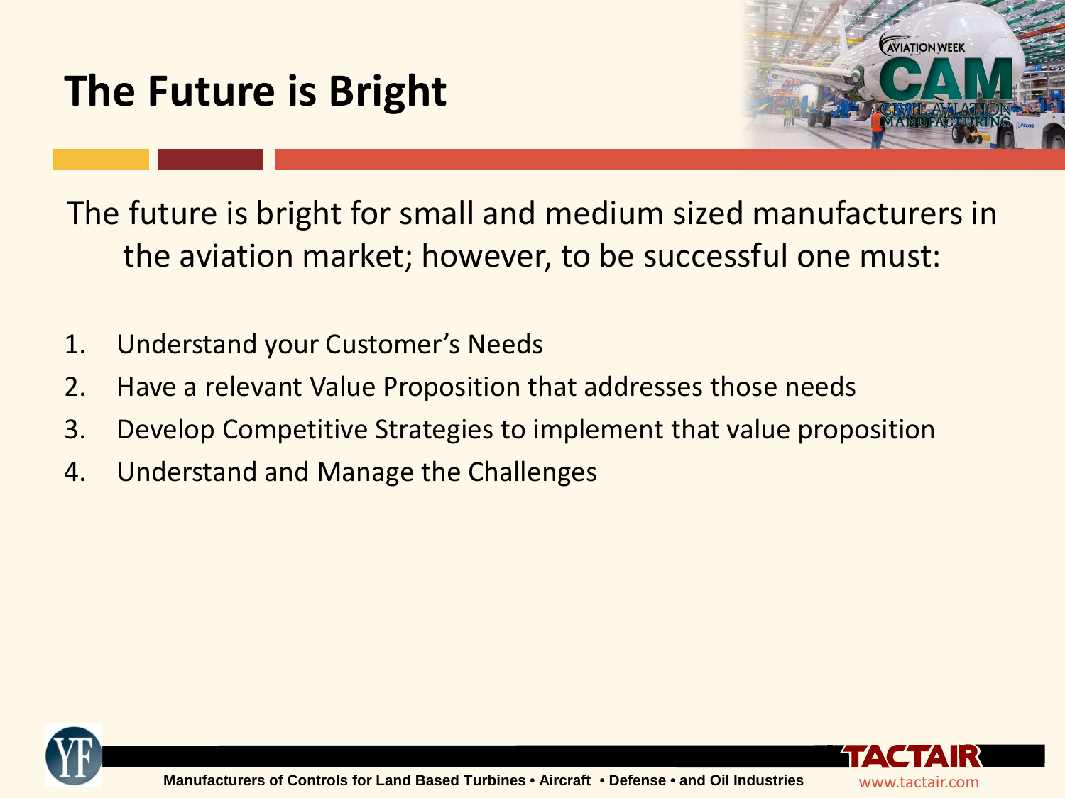# The Future is Bright

The future is bright for small and medium sized manufacturers in the aviation market; however, to be successful one must:

1. Understand your Customer's Needs
2. Have a relevant Value Proposition that addresses those needs
3. Develop Competitive Strategies to implement that value proposition
4. Understand and Manage the Challenges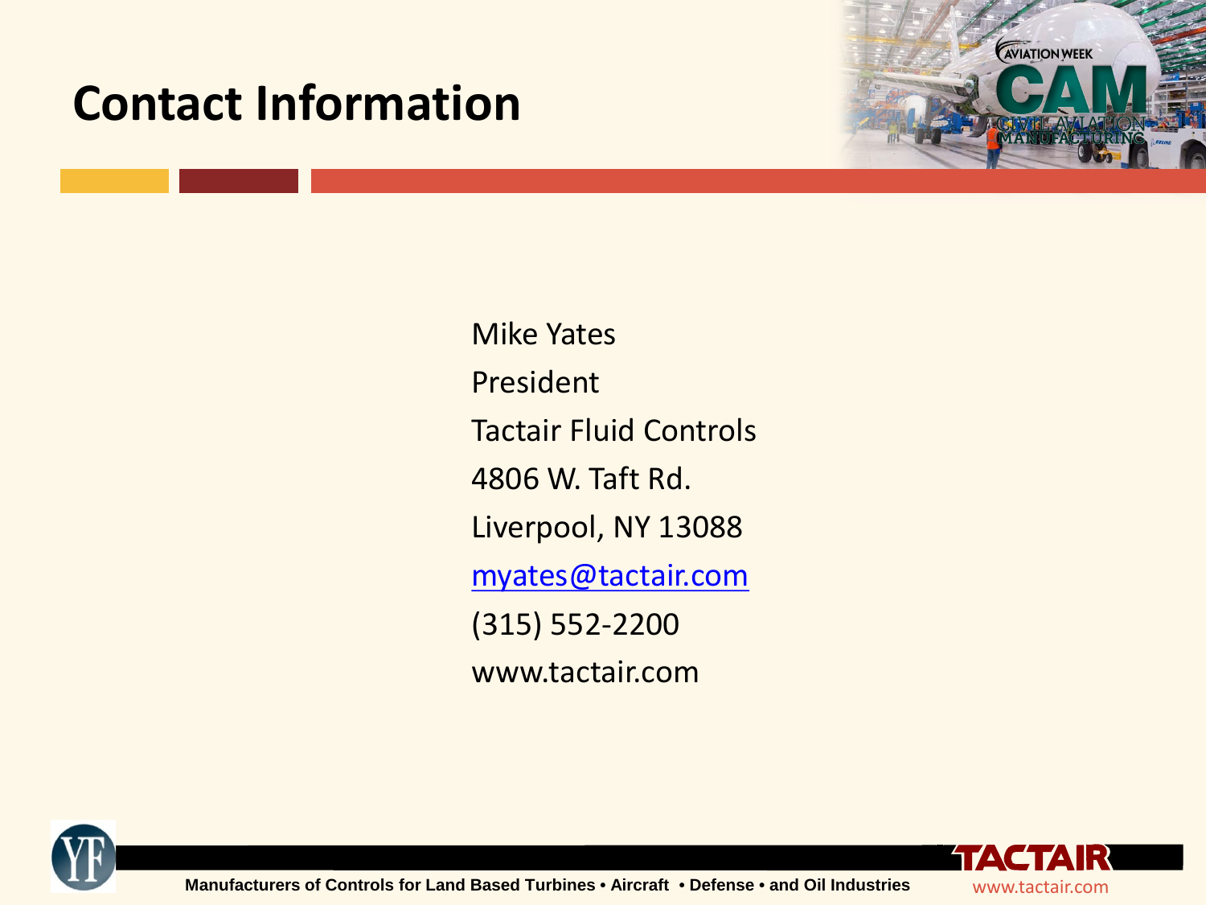# Contact Information

Mike Yates

President

Tactair Fluid Controls

4806 W. Taft Rd.

Liverpool, NY 13088

myates@tactair.com

(315) 552-2200

www.tactair.com

**Manufacturers of Controls for Land Based Turbines • Aircraft • Defense • and Oil Industries**

www.tactair.com